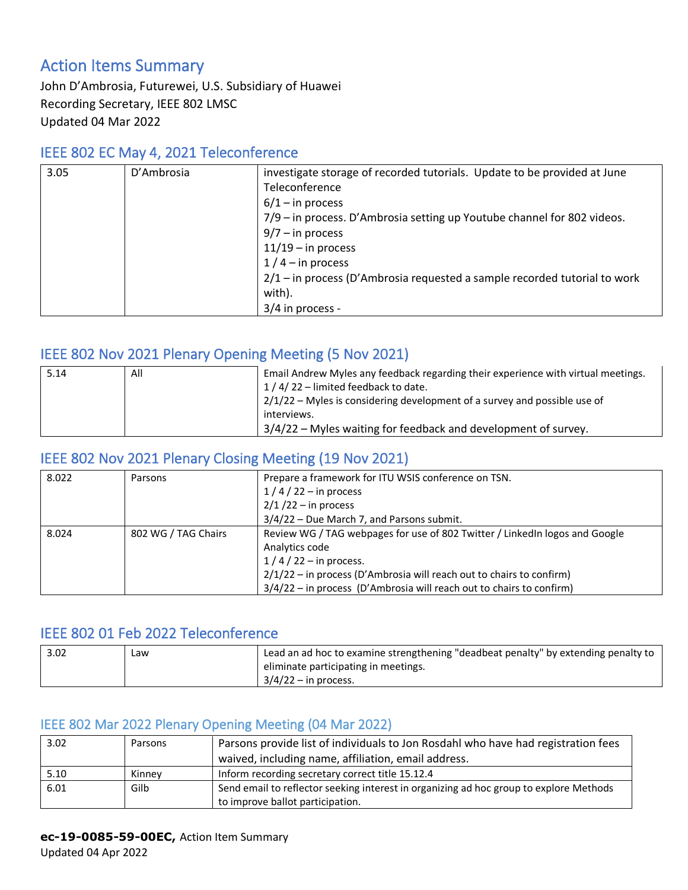# Action Items Summary

John D'Ambrosia, Futurewei, U.S. Subsidiary of Huawei
Recording Secretary, IEEE 802 LMSC
Updated 04 Mar 2022

## IEEE 802 EC May 4, 2021 Teleconference

| | | |
|---|---|---|
| 3.05 | D'Ambrosia | investigate storage of recorded tutorials. Update to be provided at June Teleconference<br>6/1 – in process<br>7/9 – in process. D'Ambrosia setting up Youtube channel for 802 videos.<br>9/7 – in process<br>11/19 – in process<br>1 / 4 – in process<br>2/1 – in process (D'Ambrosia requested a sample recorded tutorial to work with).<br>3/4 in process - |

## IEEE 802 Nov 2021 Plenary Opening Meeting (5 Nov 2021)

| | | |
|---|---|---|
| 5.14 | All | Email Andrew Myles any feedback regarding their experience with virtual meetings.<br>1 / 4/ 22 – limited feedback to date.<br>2/1/22 – Myles is considering development of a survey and possible use of interviews.<br>3/4/22 – Myles waiting for feedback and development of survey. |

## IEEE 802 Nov 2021 Plenary Closing Meeting (19 Nov 2021)

| | | |
|---|---|---|
| 8.022 | Parsons | Prepare a framework for ITU WSIS conference on TSN.<br>1 / 4 / 22 – in process<br>2/1 /22 – in process<br>3/4/22 – Due March 7, and Parsons submit. |
| 8.024 | 802 WG / TAG Chairs | Review WG / TAG webpages for use of 802 Twitter / LinkedIn logos and Google Analytics code<br>1 / 4 / 22 – in process.<br>2/1/22 – in process (D'Ambrosia will reach out to chairs to confirm)<br>3/4/22 – in process (D'Ambrosia will reach out to chairs to confirm) |

## IEEE 802 01 Feb 2022 Teleconference

| | | |
|---|---|---|
| 3.02 | Law | Lead an ad hoc to examine strengthening "deadbeat penalty" by extending penalty to eliminate participating in meetings.<br>3/4/22 – in process. |

## IEEE 802 Mar 2022 Plenary Opening Meeting (04 Mar 2022)

| | | |
|---|---|---|
| 3.02 | Parsons | Parsons provide list of individuals to Jon Rosdahl who have had registration fees waived, including name, affiliation, email address. |
| 5.10 | Kinney | Inform recording secretary correct title 15.12.4 |
| 6.01 | Gilb | Send email to reflector seeking interest in organizing ad hoc group to explore Methods to improve ballot participation. |

**ec-19-0085-59-00EC,** Action Item Summary
Updated 04 Apr 2022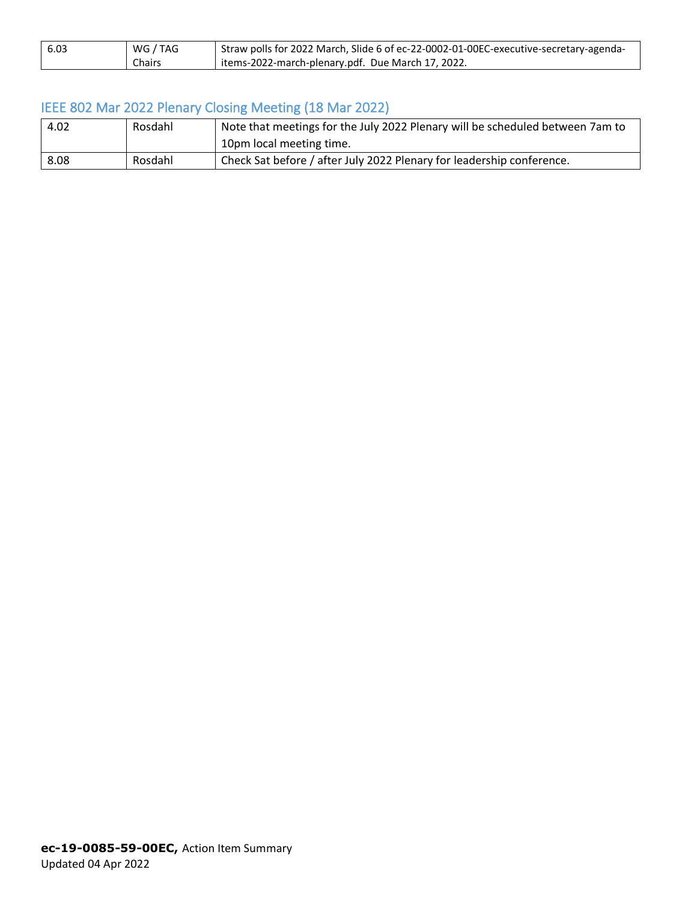| | | |
|---|---|---|
| 6.03 | WG / TAG Chairs | Straw polls for 2022 March, Slide 6 of ec-22-0002-01-00EC-executive-secretary-agenda-items-2022-march-plenary.pdf. Due March 17, 2022. |

## IEEE 802 Mar 2022 Plenary Closing Meeting (18 Mar 2022)

| | | |
|---|---|---|
| 4.02 | Rosdahl | Note that meetings for the July 2022 Plenary will be scheduled between 7am to 10pm local meeting time. |
| 8.08 | Rosdahl | Check Sat before / after July 2022 Plenary for leadership conference. |

**ec-19-0085-59-00EC,** Action Item Summary
Updated 04 Apr 2022